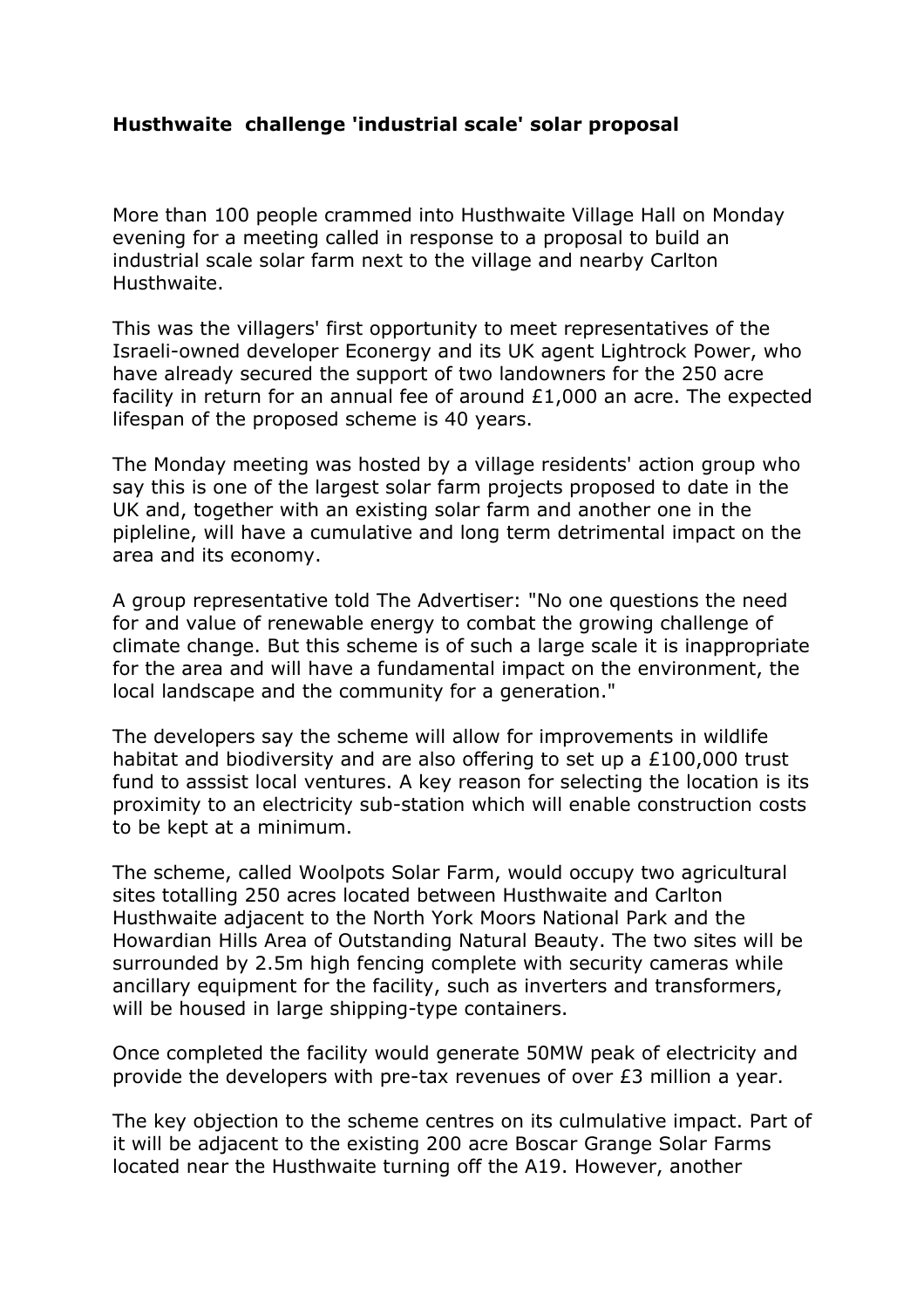**Husthwaite  challenge 'industrial scale' solar proposal**

More than 100 people crammed into Husthwaite Village Hall on Monday evening for a meeting called in response to a proposal to build an industrial scale solar farm next to the village and nearby Carlton Husthwaite.

This was the villagers' first opportunity to meet representatives of the Israeli-owned developer Econergy and its UK agent Lightrock Power, who have already secured the support of two landowners for the 250 acre facility in return for an annual fee of around £1,000 an acre. The expected lifespan of the proposed scheme is 40 years.

The Monday meeting was hosted by a village residents' action group who say this is one of the largest solar farm projects proposed to date in the UK and, together with an existing solar farm and another one in the pipleline, will have a cumulative and long term detrimental impact on the area and its economy.

A group representative told The Advertiser: "No one questions the need for and value of renewable energy to combat the growing challenge of climate change. But this scheme is of such a large scale it is inappropriate for the area and will have a fundamental impact on the environment, the local landscape and the community for a generation."

The developers say the scheme will allow for improvements in wildlife habitat and biodiversity and are also offering to set up a £100,000 trust fund to asssist local ventures. A key reason for selecting the location is its proximity to an electricity sub-station which will enable construction costs to be kept at a minimum.

The scheme, called Woolpots Solar Farm, would occupy two agricultural sites totalling 250 acres located between Husthwaite and Carlton Husthwaite adjacent to the North York Moors National Park and the Howardian Hills Area of Outstanding Natural Beauty. The two sites will be surrounded by 2.5m high fencing complete with security cameras while ancillary equipment for the facility, such as inverters and transformers, will be housed in large shipping-type containers.

Once completed the facility would generate 50MW peak of electricity and provide the developers with pre-tax revenues of over £3 million a year.

The key objection to the scheme centres on its culmulative impact. Part of it will be adjacent to the existing 200 acre Boscar Grange Solar Farms located near the Husthwaite turning off the A19. However, another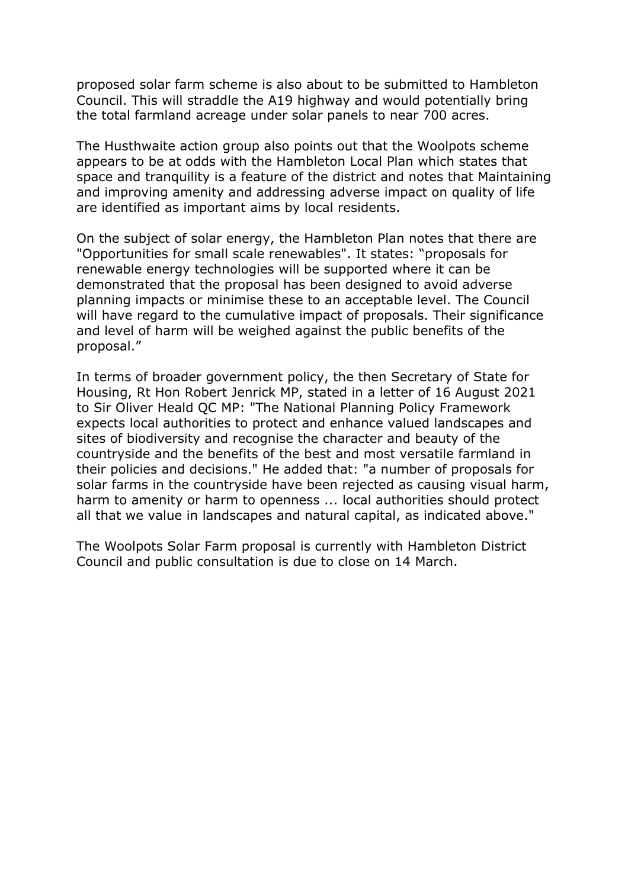proposed solar farm scheme is also about to be submitted to Hambleton Council. This will straddle the A19 highway and would potentially bring the total farmland acreage under solar panels to near 700 acres.

The Husthwaite action group also points out that the Woolpots scheme appears to be at odds with the Hambleton Local Plan which states that space and tranquility is a feature of the district and notes that Maintaining and improving amenity and addressing adverse impact on quality of life are identified as important aims by local residents.

On the subject of solar energy, the Hambleton Plan notes that there are "Opportunities for small scale renewables". It states: "proposals for renewable energy technologies will be supported where it can be demonstrated that the proposal has been designed to avoid adverse planning impacts or minimise these to an acceptable level. The Council will have regard to the cumulative impact of proposals. Their significance and level of harm will be weighed against the public benefits of the proposal."

In terms of broader government policy, the then Secretary of State for Housing, Rt Hon Robert Jenrick MP, stated in a letter of 16 August 2021 to Sir Oliver Heald QC MP: "The National Planning Policy Framework expects local authorities to protect and enhance valued landscapes and sites of biodiversity and recognise the character and beauty of the countryside and the benefits of the best and most versatile farmland in their policies and decisions." He added that: "a number of proposals for solar farms in the countryside have been rejected as causing visual harm, harm to amenity or harm to openness ... local authorities should protect all that we value in landscapes and natural capital, as indicated above."

The Woolpots Solar Farm proposal is currently with Hambleton District Council and public consultation is due to close on 14 March.